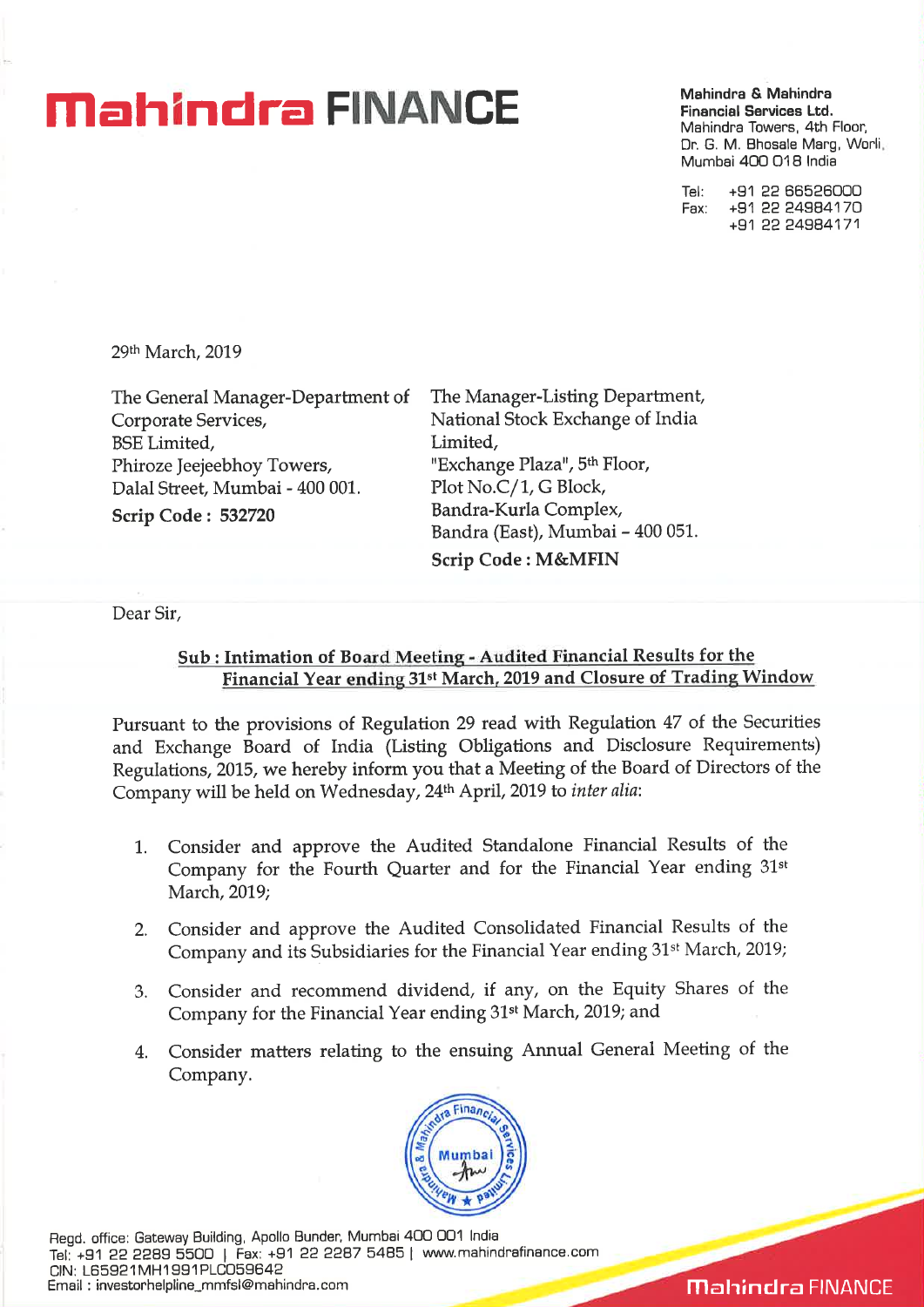# Mahindra FINANCE

**Mahindra & Mahindra Financial Services Ltd.**
Mahindra Towers, 4th Floor,
Dr. G. M. Bhosale Marg, Worli,
Mumbai 400 018 India

Tel: +91 22 66526000
Fax: +91 22 24984170
+91 22 24984171

29th March, 2019

The General Manager-Department of Corporate Services,
BSE Limited,
Phiroze Jeejeebhoy Towers,
Dalal Street, Mumbai - 400 001.
**Scrip Code : 532720**

The Manager-Listing Department,
National Stock Exchange of India Limited,
"Exchange Plaza", 5th Floor,
Plot No.C/1, G Block,
Bandra-Kurla Complex,
Bandra (East), Mumbai – 400 051.
**Scrip Code : M&MFIN**

Dear Sir,

**Sub : Intimation of Board Meeting - Audited Financial Results for the Financial Year ending 31st March, 2019 and Closure of Trading Window**

Pursuant to the provisions of Regulation 29 read with Regulation 47 of the Securities and Exchange Board of India (Listing Obligations and Disclosure Requirements) Regulations, 2015, we hereby inform you that a Meeting of the Board of Directors of the Company will be held on Wednesday, 24th April, 2019 to *inter alia*:

1. Consider and approve the Audited Standalone Financial Results of the Company for the Fourth Quarter and for the Financial Year ending 31st March, 2019;
2. Consider and approve the Audited Consolidated Financial Results of the Company and its Subsidiaries for the Financial Year ending 31st March, 2019;
3. Consider and recommend dividend, if any, on the Equity Shares of the Company for the Financial Year ending 31st March, 2019; and
4. Consider matters relating to the ensuing Annual General Meeting of the Company.

Regd. office: Gateway Building, Apollo Bunder, Mumbai 400 001 India
Tel: +91 22 2289 5500 | Fax: +91 22 2287 5485 | www.mahindrafinance.com
CIN: L65921MH1991PLC059642
Email : investorhelpline_mmfsl@mahindra.com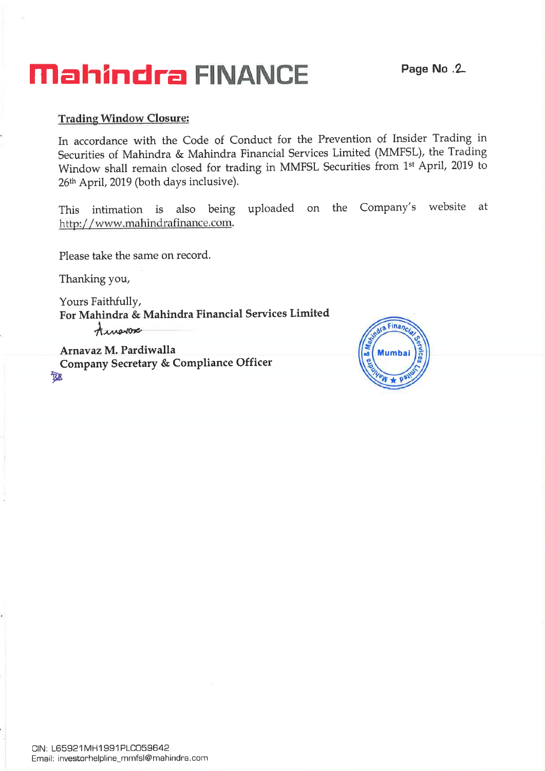**Trading Window Closure:**

In accordance with the Code of Conduct for the Prevention of Insider Trading in Securities of Mahindra & Mahindra Financial Services Limited (MMFSL), the Trading Window shall remain closed for trading in MMFSL Securities from 1st April, 2019 to 26th April, 2019 (both days inclusive).

This intimation is also being uploaded on the Company's website at http://www.mahindrafinance.com.

Please take the same on record.

Thanking you,

Yours Faithfully,
**For Mahindra & Mahindra Financial Services Limited**

**Arnavaz M. Pardiwalla**
**Company Secretary & Compliance Officer**

CIN: L65921MH1991PLC059642
Email: investorhelpline_mmfsl@mahindra.com